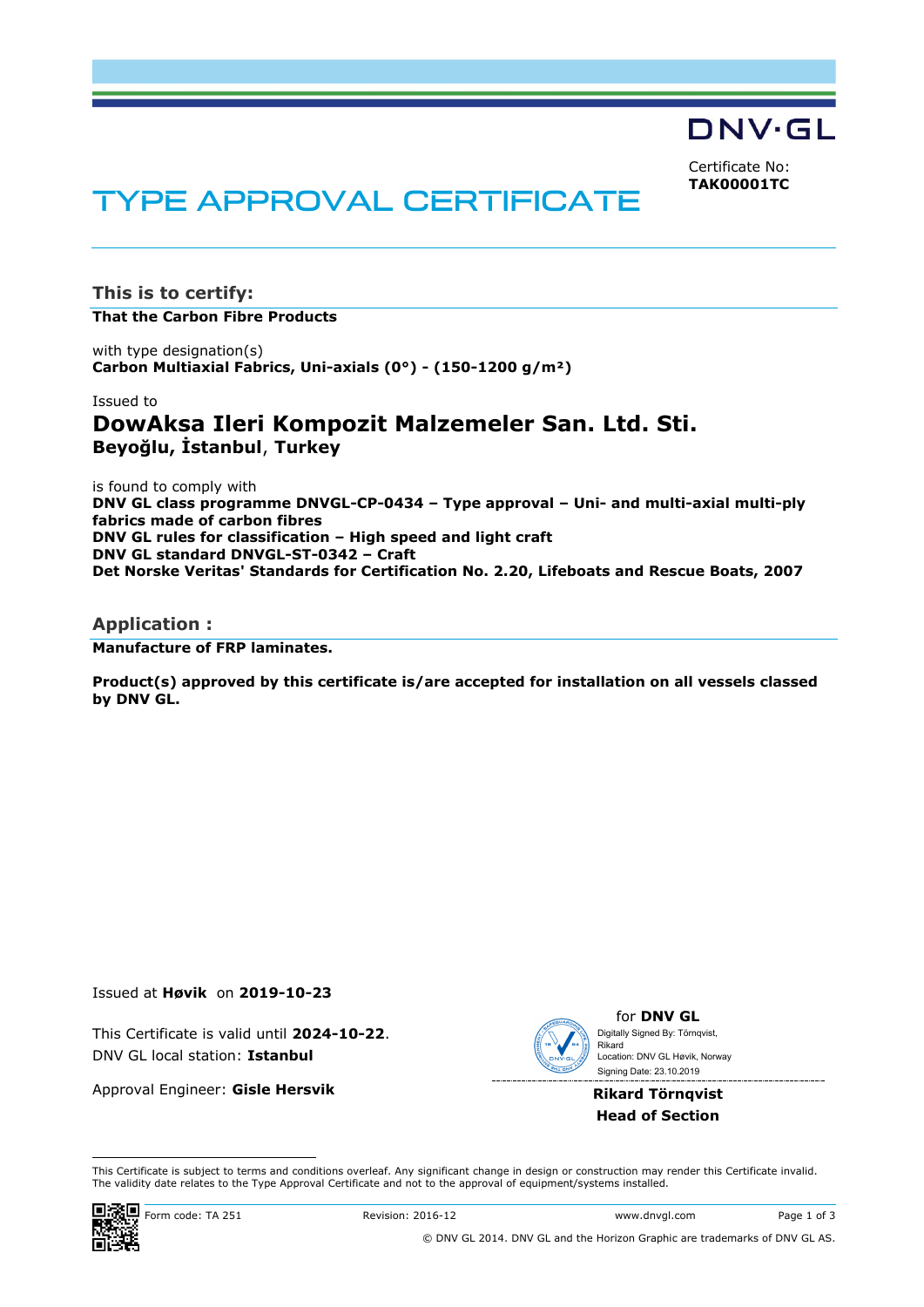DNV·GL

Certificate No:
**TAK00001TC**

# TYPE APPROVAL CERTIFICATE

## This is to certify:

**That the Carbon Fibre Products**

with type designation(s)
**Carbon Multiaxial Fabrics, Uni-axials (0°) - (150-1200 g/m²)**

Issued to

### DowAksa Ileri Kompozit Malzemeler San. Ltd. Sti.

**Beyoğlu, İstanbul**, **Turkey**

is found to comply with
**DNV GL class programme DNVGL-CP-0434 – Type approval – Uni- and multi-axial multi-ply fabrics made of carbon fibres**
**DNV GL rules for classification – High speed and light craft**
**DNV GL standard DNVGL-ST-0342 – Craft**
**Det Norske Veritas' Standards for Certification No. 2.20, Lifeboats and Rescue Boats, 2007**

## Application :

**Manufacture of FRP laminates.**

**Product(s) approved by this certificate is/are accepted for installation on all vessels classed by DNV GL.**

Issued at **Høvik** on **2019-10-23**

This Certificate is valid until **2024-10-22**.
DNV GL local station: **Istanbul**

Approval Engineer: **Gisle Hersvik**

for **DNV GL**
Digitally Signed By: Törnqvist, Rikard
Location: DNV GL Høvik, Norway
Signing Date: 23.10.2019

**Rikard Törnqvist**
**Head of Section**

This Certificate is subject to terms and conditions overleaf. Any significant change in design or construction may render this Certificate invalid. The validity date relates to the Type Approval Certificate and not to the approval of equipment/systems installed.

Form code: TA 251 Revision: 2016-12 www.dnvgl.com

© DNV GL 2014. DNV GL and the Horizon Graphic are trademarks of DNV GL AS.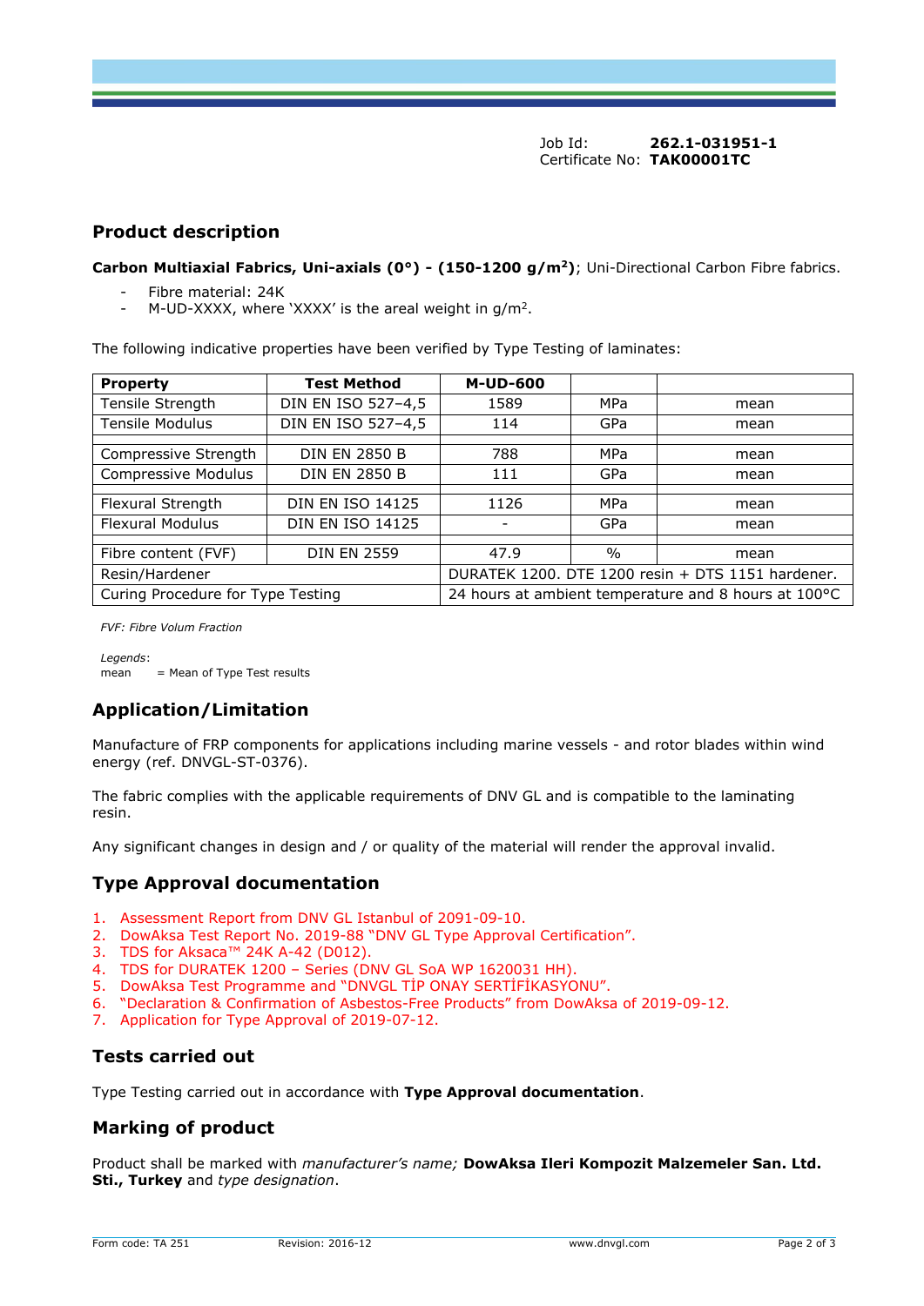Job Id: **262.1-031951-1**
Certificate No: **TAK00001TC**

## Product description

**Carbon Multiaxial Fabrics, Uni-axials (0°) - (150-1200 g/m$^2$)**; Uni-Directional Carbon Fibre fabrics.

- Fibre material: 24K
- M-UD-XXXX, where 'XXXX' is the areal weight in g/m$^2$.

The following indicative properties have been verified by Type Testing of laminates:

| **Property** | **Test Method** | **M-UD-600** | | |
|---|---|---|---|---|
| Tensile Strength | DIN EN ISO 527–4,5 | 1589 | MPa | mean |
| Tensile Modulus | DIN EN ISO 527–4,5 | 114 | GPa | mean |
| | | | | |
| Compressive Strength | DIN EN 2850 B | 788 | MPa | mean |
| Compressive Modulus | DIN EN 2850 B | 111 | GPa | mean |
| | | | | |
| Flexural Strength | DIN EN ISO 14125 | 1126 | MPa | mean |
| Flexural Modulus | DIN EN ISO 14125 | - | GPa | mean |
| | | | | |
| Fibre content (FVF) | DIN EN 2559 | 47.9 | % | mean |
| Resin/Hardener | | DURATEK 1200. DTE 1200 resin + DTS 1151 hardener. | | |
| Curing Procedure for Type Testing | | 24 hours at ambient temperature and 8 hours at 100°C | | |

*FVF: Fibre Volum Fraction*

*Legends*:
mean = Mean of Type Test results

## Application/Limitation

Manufacture of FRP components for applications including marine vessels - and rotor blades within wind energy (ref. DNVGL-ST-0376).

The fabric complies with the applicable requirements of DNV GL and is compatible to the laminating resin.

Any significant changes in design and / or quality of the material will render the approval invalid.

## Type Approval documentation

1. Assessment Report from DNV GL Istanbul of 2091-09-10.
2. DowAksa Test Report No. 2019-88 "DNV GL Type Approval Certification".
3. TDS for Aksaca™ 24K A-42 (D012).
4. TDS for DURATEK 1200 – Series (DNV GL SoA WP 1620031 HH).
5. DowAksa Test Programme and "DNVGL TİP ONAY SERTİFİKASYONU".
6. "Declaration & Confirmation of Asbestos-Free Products" from DowAksa of 2019-09-12.
7. Application for Type Approval of 2019-07-12.

## Tests carried out

Type Testing carried out in accordance with **Type Approval documentation**.

## Marking of product

Product shall be marked with *manufacturer's name;* **DowAksa Ileri Kompozit Malzemeler San. Ltd. Sti., Turkey** and *type designation*.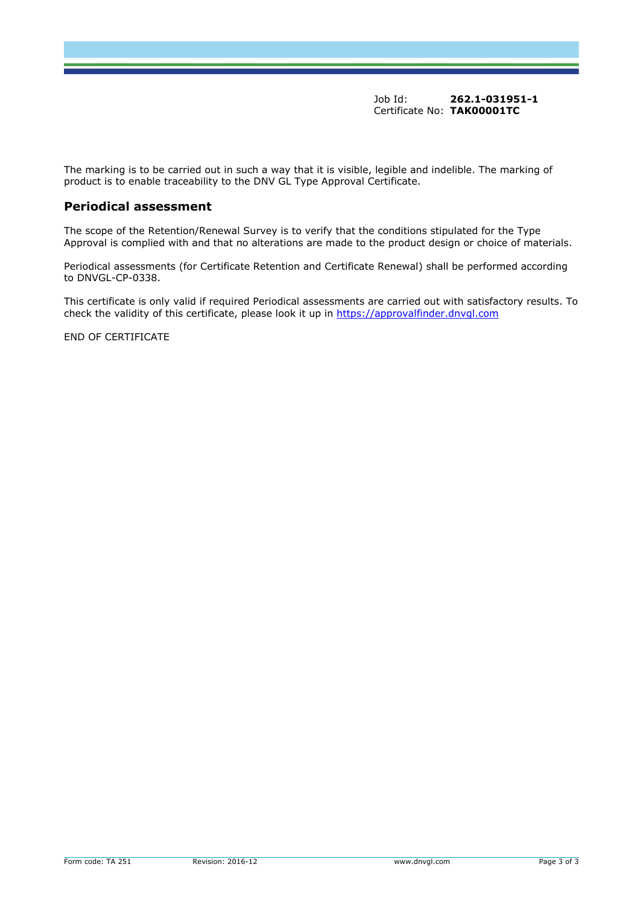Job Id: **262.1-031951-1**
Certificate No: **TAK00001TC**

The marking is to be carried out in such a way that it is visible, legible and indelible. The marking of product is to enable traceability to the DNV GL Type Approval Certificate.

## Periodical assessment

The scope of the Retention/Renewal Survey is to verify that the conditions stipulated for the Type Approval is complied with and that no alterations are made to the product design or choice of materials.

Periodical assessments (for Certificate Retention and Certificate Renewal) shall be performed according to DNVGL-CP-0338.

This certificate is only valid if required Periodical assessments are carried out with satisfactory results. To check the validity of this certificate, please look it up in https://approvalfinder.dnvgl.com

END OF CERTIFICATE